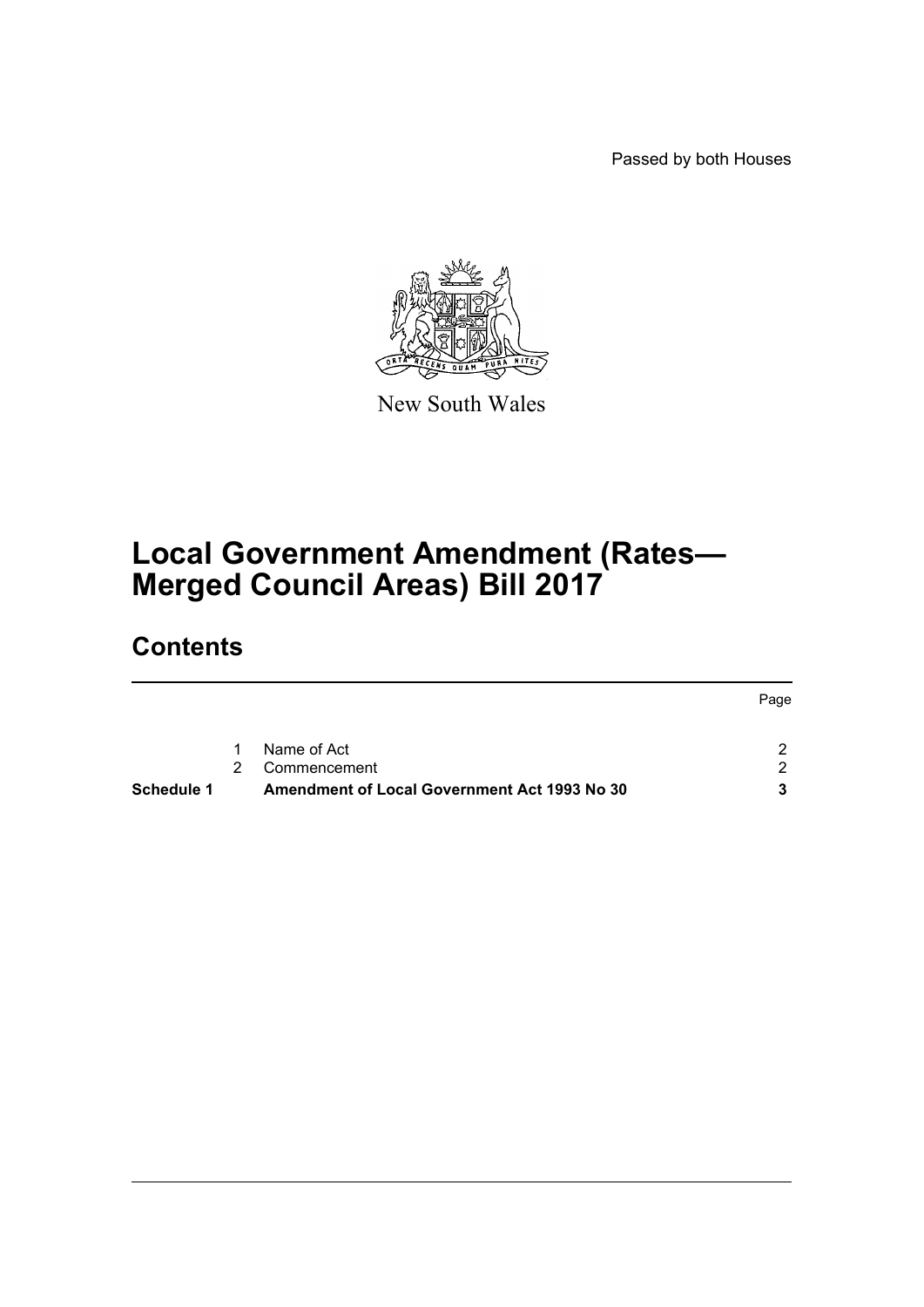Passed by both Houses

New South Wales

# Local Government Amendment (Rates—Merged Council Areas) Bill 2017

## Contents

| | | | Page |
|---|---|---|---|
| | 1 | Name of Act | 2 |
| | 2 | Commencement | 2 |
| **Schedule 1** | | **Amendment of Local Government Act 1993 No 30** | **3** |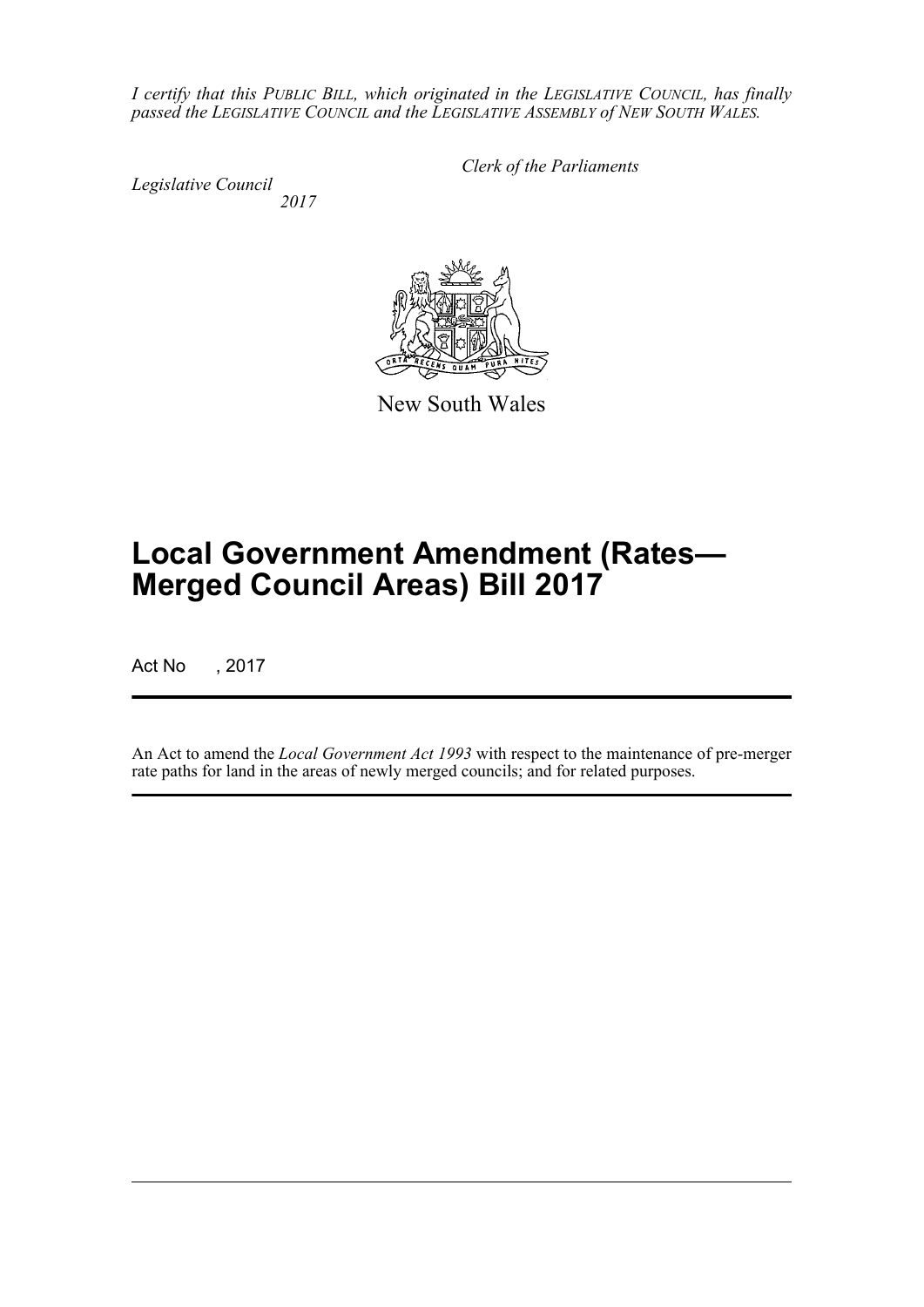*I certify that this PUBLIC BILL, which originated in the LEGISLATIVE COUNCIL, has finally passed the LEGISLATIVE COUNCIL and the LEGISLATIVE ASSEMBLY of NEW SOUTH WALES.*

*Clerk of the Parliaments*

*Legislative Council*

*2017*

New South Wales

# Local Government Amendment (Rates—Merged Council Areas) Bill 2017

Act No , 2017

An Act to amend the *Local Government Act 1993* with respect to the maintenance of pre-merger rate paths for land in the areas of newly merged councils; and for related purposes.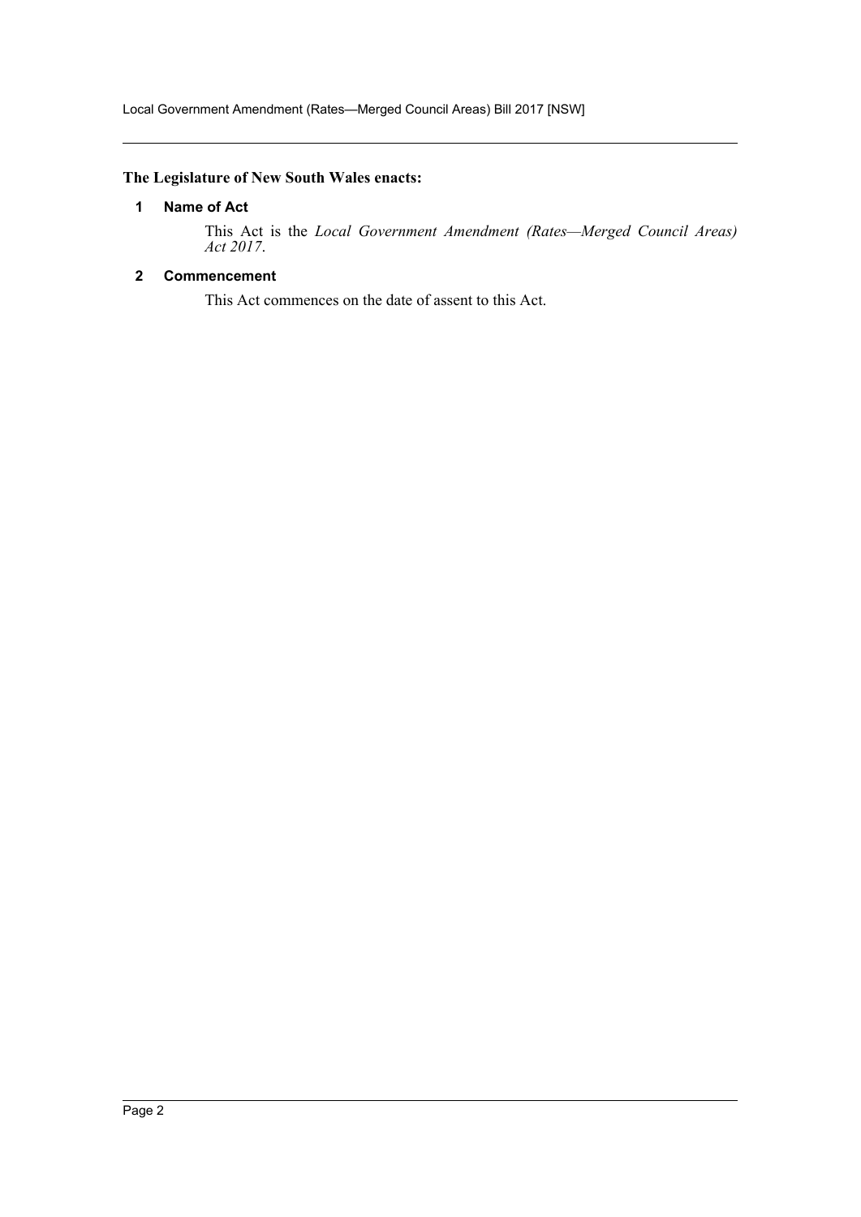**The Legislature of New South Wales enacts:**

## 1 Name of Act

This Act is the *Local Government Amendment (Rates—Merged Council Areas) Act 2017*.

## 2 Commencement

This Act commences on the date of assent to this Act.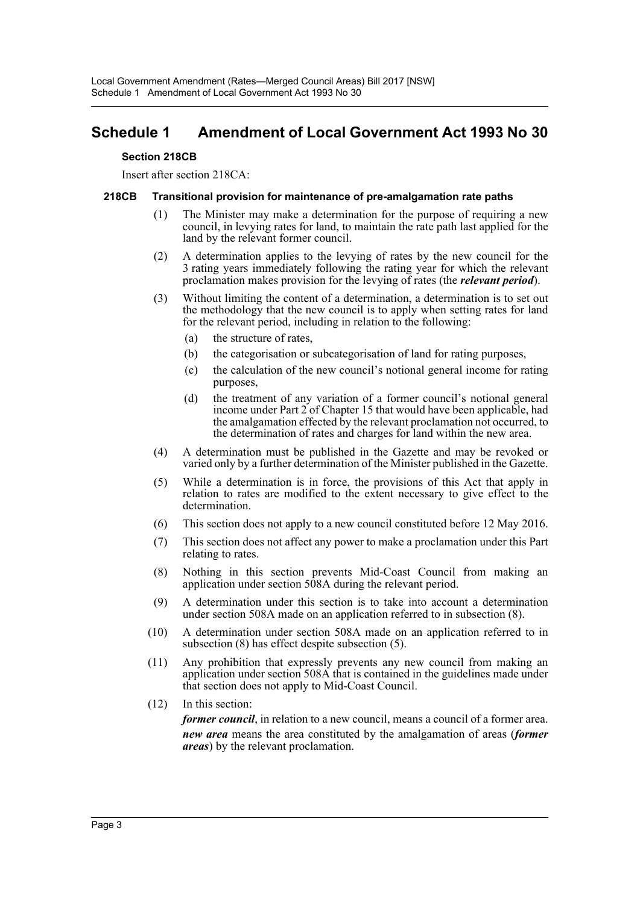# Schedule 1 Amendment of Local Government Act 1993 No 30

**Section 218CB**

Insert after section 218CA:

**218CB Transitional provision for maintenance of pre-amalgamation rate paths**

(1) The Minister may make a determination for the purpose of requiring a new council, in levying rates for land, to maintain the rate path last applied for the land by the relevant former council.

(2) A determination applies to the levying of rates by the new council for the 3 rating years immediately following the rating year for which the relevant proclamation makes provision for the levying of rates (the ***relevant period***).

(3) Without limiting the content of a determination, a determination is to set out the methodology that the new council is to apply when setting rates for land for the relevant period, including in relation to the following:

- (a) the structure of rates,
- (b) the categorisation or subcategorisation of land for rating purposes,
- (c) the calculation of the new council's notional general income for rating purposes,
- (d) the treatment of any variation of a former council's notional general income under Part 2 of Chapter 15 that would have been applicable, had the amalgamation effected by the relevant proclamation not occurred, to the determination of rates and charges for land within the new area.

(4) A determination must be published in the Gazette and may be revoked or varied only by a further determination of the Minister published in the Gazette.

(5) While a determination is in force, the provisions of this Act that apply in relation to rates are modified to the extent necessary to give effect to the determination.

(6) This section does not apply to a new council constituted before 12 May 2016.

(7) This section does not affect any power to make a proclamation under this Part relating to rates.

(8) Nothing in this section prevents Mid-Coast Council from making an application under section 508A during the relevant period.

(9) A determination under this section is to take into account a determination under section 508A made on an application referred to in subsection (8).

(10) A determination under section 508A made on an application referred to in subsection (8) has effect despite subsection (5).

(11) Any prohibition that expressly prevents any new council from making an application under section 508A that is contained in the guidelines made under that section does not apply to Mid-Coast Council.

(12) In this section:

***former council***, in relation to a new council, means a council of a former area.

***new area*** means the area constituted by the amalgamation of areas (***former areas***) by the relevant proclamation.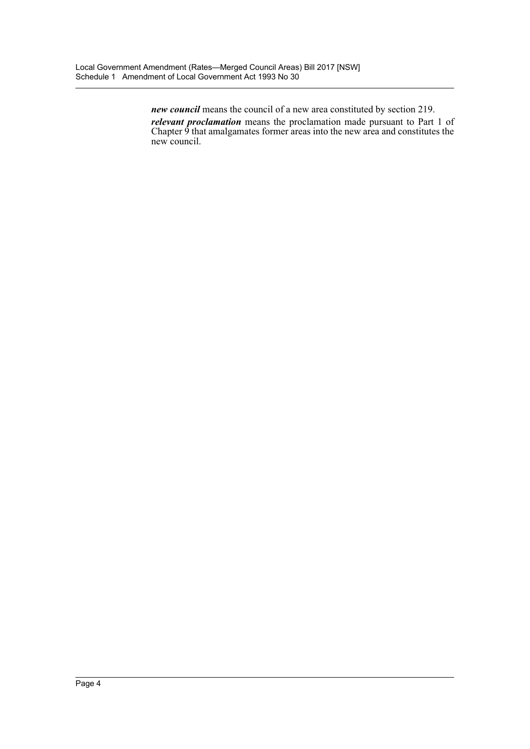***new council*** means the council of a new area constituted by section 219.

***relevant proclamation*** means the proclamation made pursuant to Part 1 of Chapter 9 that amalgamates former areas into the new area and constitutes the new council.